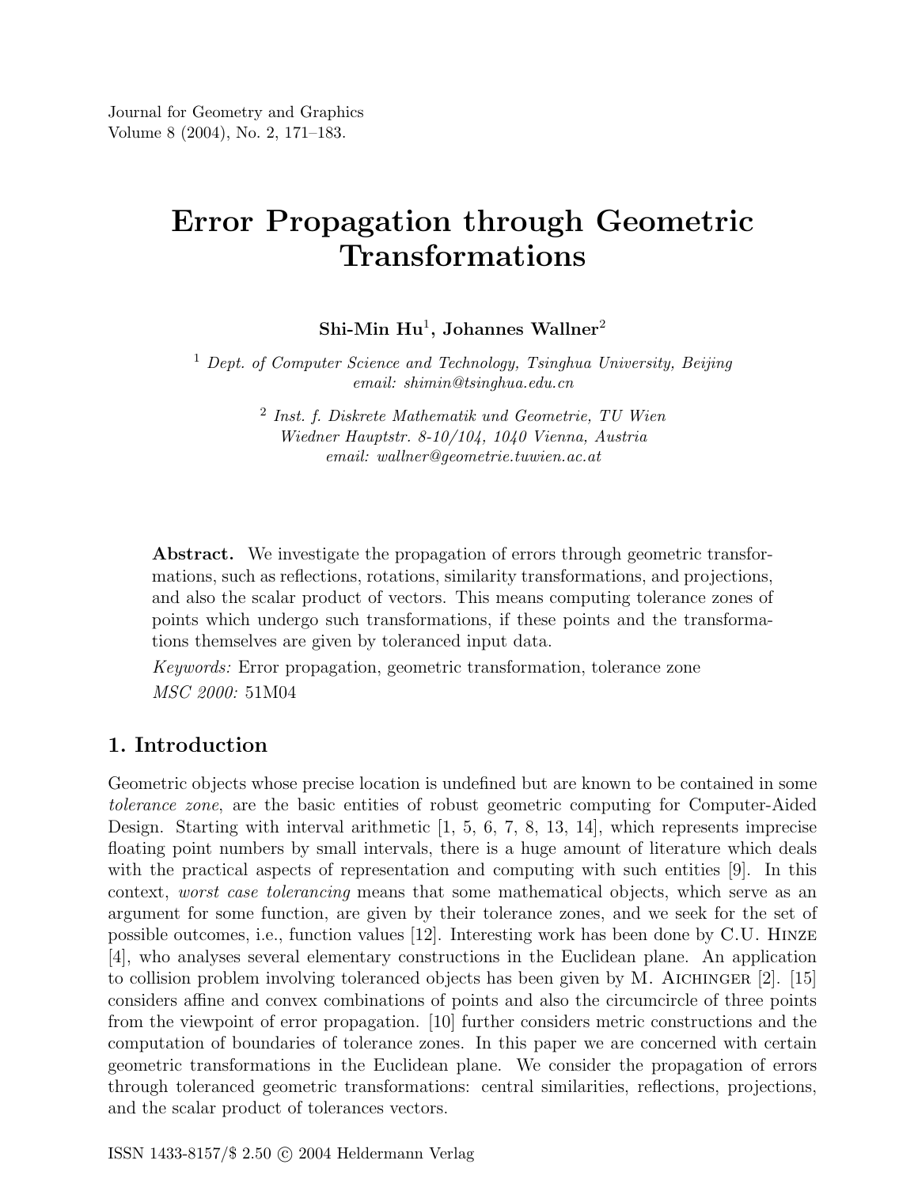# Error Propagation through Geometric Transformations

**Shi-Min Hu**[1], **Johannes Wallner**[2]

[1] *Dept. of Computer Science and Technology, Tsinghua University, Beijing*
*email: shimin@tsinghua.edu.cn*

[2] *Inst. f. Diskrete Mathematik und Geometrie, TU Wien*
*Wiedner Hauptstr. 8-10/104, 1040 Vienna, Austria*
*email: wallner@geometrie.tuwien.ac.at*

**Abstract.** We investigate the propagation of errors through geometric transformations, such as reflections, rotations, similarity transformations, and projections, and also the scalar product of vectors. This means computing tolerance zones of points which undergo such transformations, if these points and the transformations themselves are given by toleranced input data.

*Keywords:* Error propagation, geometric transformation, tolerance zone

*MSC 2000:* 51M04

## 1. Introduction

Geometric objects whose precise location is undefined but are known to be contained in some *tolerance zone*, are the basic entities of robust geometric computing for Computer-Aided Design. Starting with interval arithmetic [1, 5, 6, 7, 8, 13, 14], which represents imprecise floating point numbers by small intervals, there is a huge amount of literature which deals with the practical aspects of representation and computing with such entities [9]. In this context, *worst case tolerancing* means that some mathematical objects, which serve as an argument for some function, are given by their tolerance zones, and we seek for the set of possible outcomes, i.e., function values [12]. Interesting work has been done by C.U. Hinze [4], who analyses several elementary constructions in the Euclidean plane. An application to collision problem involving toleranced objects has been given by M. Aichinger [2]. [15] considers affine and convex combinations of points and also the circumcircle of three points from the viewpoint of error propagation. [10] further considers metric constructions and the computation of boundaries of tolerance zones. In this paper we are concerned with certain geometric transformations in the Euclidean plane. We consider the propagation of errors through toleranced geometric transformations: central similarities, reflections, projections, and the scalar product of tolerances vectors.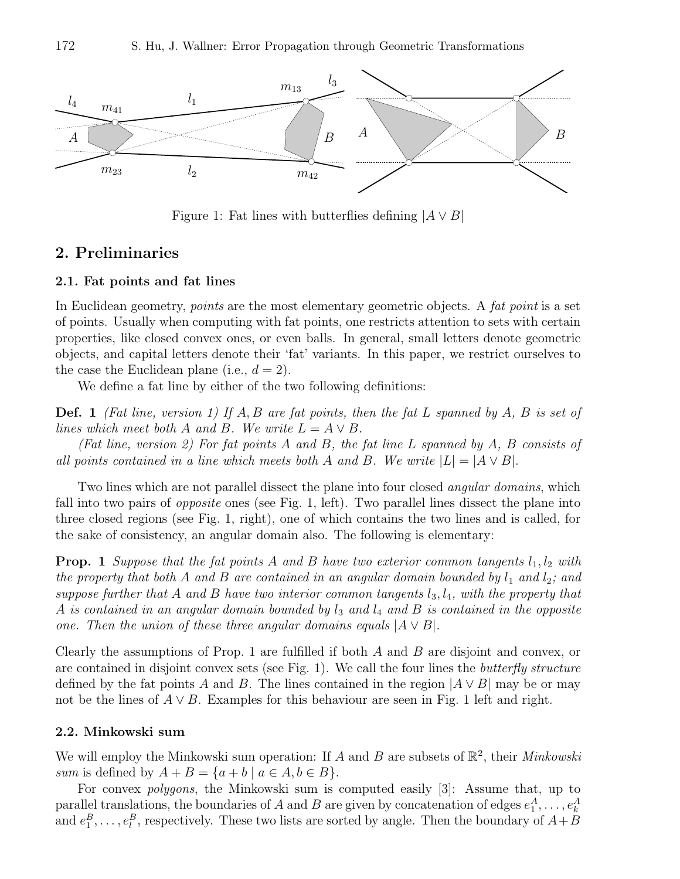Figure 1: Fat lines with butterflies defining $|A \vee B|$

## 2. Preliminaries

### 2.1. Fat points and fat lines

In Euclidean geometry, *points* are the most elementary geometric objects. A *fat point* is a set of points. Usually when computing with fat points, one restricts attention to sets with certain properties, like closed convex ones, or even balls. In general, small letters denote geometric objects, and capital letters denote their 'fat' variants. In this paper, we restrict ourselves to the case the Euclidean plane (i.e., $d = 2$).

We define a fat line by either of the two following definitions:

**Def. 1** *(Fat line, version 1) If $A, B$ are fat points, then the fat $L$ spanned by $A$, $B$ is set of lines which meet both $A$ and $B$. We write $L = A \vee B$.*

*(Fat line, version 2) For fat points $A$ and $B$, the fat line $L$ spanned by $A$, $B$ consists of all points contained in a line which meets both $A$ and $B$. We write $|L| = |A \vee B|$.*

Two lines which are not parallel dissect the plane into four closed *angular domains*, which fall into two pairs of *opposite* ones (see Fig. 1, left). Two parallel lines dissect the plane into three closed regions (see Fig. 1, right), one of which contains the two lines and is called, for the sake of consistency, an angular domain also. The following is elementary:

**Prop. 1** *Suppose that the fat points $A$ and $B$ have two exterior common tangents $l_1, l_2$ with the property that both $A$ and $B$ are contained in an angular domain bounded by $l_1$ and $l_2$; and suppose further that $A$ and $B$ have two interior common tangents $l_3, l_4$, with the property that $A$ is contained in an angular domain bounded by $l_3$ and $l_4$ and $B$ is contained in the opposite one. Then the union of these three angular domains equals $|A \vee B|$.*

Clearly the assumptions of Prop. 1 are fulfilled if both $A$ and $B$ are disjoint and convex, or are contained in disjoint convex sets (see Fig. 1). We call the four lines the *butterfly structure* defined by the fat points $A$ and $B$. The lines contained in the region $|A \vee B|$ may be or may not be the lines of $A \vee B$. Examples for this behaviour are seen in Fig. 1 left and right.

### 2.2. Minkowski sum

We will employ the Minkowski sum operation: If $A$ and $B$ are subsets of $\mathbb{R}^2$, their *Minkowski sum* is defined by $A + B = \{a + b \mid a \in A, b \in B\}$.

For convex *polygons*, the Minkowski sum is computed easily [3]: Assume that, up to parallel translations, the boundaries of $A$ and $B$ are given by concatenation of edges $e_1^A, \dots, e_k^A$ and $e_1^B, \dots, e_l^B$, respectively. These two lists are sorted by angle. Then the boundary of $A+B$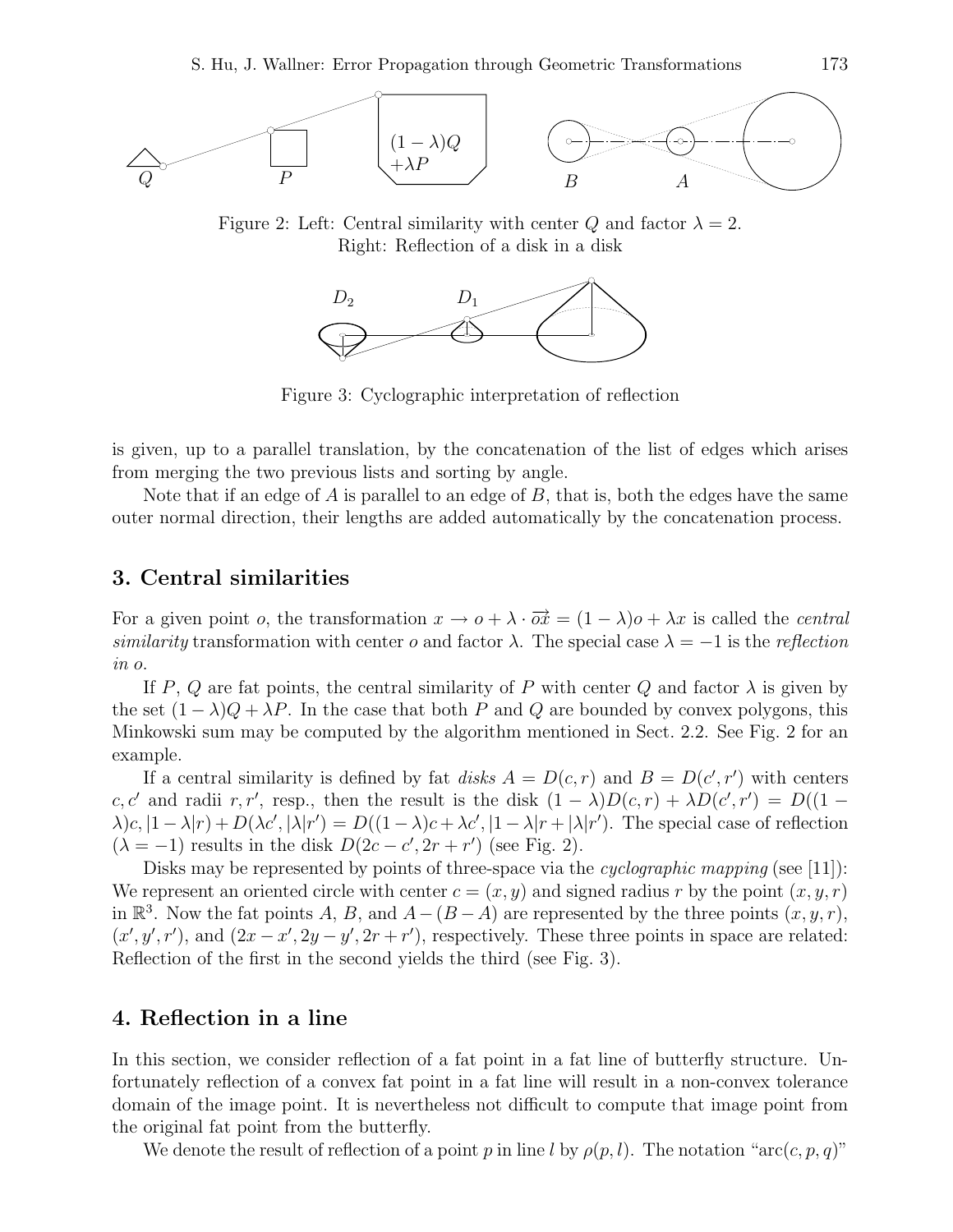Figure 2: Left: Central similarity with center $Q$ and factor $\lambda = 2$.
Right: Reflection of a disk in a disk

Figure 3: Cyclographic interpretation of reflection

is given, up to a parallel translation, by the concatenation of the list of edges which arises from merging the two previous lists and sorting by angle.

Note that if an edge of $A$ is parallel to an edge of $B$, that is, both the edges have the same outer normal direction, their lengths are added automatically by the concatenation process.

## 3. Central similarities

For a given point $o$, the transformation $x \to o + \lambda \cdot \overrightarrow{ox} = (1-\lambda)o + \lambda x$ is called the *central similarity* transformation with center $o$ and factor $\lambda$. The special case $\lambda = -1$ is the *reflection in* $o$.

If $P$, $Q$ are fat points, the central similarity of $P$ with center $Q$ and factor $\lambda$ is given by the set $(1-\lambda)Q + \lambda P$. In the case that both $P$ and $Q$ are bounded by convex polygons, this Minkowski sum may be computed by the algorithm mentioned in Sect. 2.2. See Fig. 2 for an example.

If a central similarity is defined by fat *disks* $A = D(c, r)$ and $B = D(c', r')$ with centers $c, c'$ and radii $r, r'$, resp., then the result is the disk $(1-\lambda)D(c,r) + \lambda D(c', r') = D((1-\lambda)c, |1-\lambda|r) + D(\lambda c', |\lambda| r') = D((1-\lambda)c + \lambda c', |1-\lambda|r + |\lambda|r')$. The special case of reflection ($\lambda = -1$) results in the disk $D(2c - c', 2r + r')$ (see Fig. 2).

Disks may be represented by points of three-space via the *cyclographic mapping* (see [11]): We represent an oriented circle with center $c = (x, y)$ and signed radius $r$ by the point $(x, y, r)$ in $\mathbb{R}^3$. Now the fat points $A$, $B$, and $A - (B - A)$ are represented by the three points $(x, y, r)$, $(x', y', r')$, and $(2x - x', 2y - y', 2r + r')$, respectively. These three points in space are related: Reflection of the first in the second yields the third (see Fig. 3).

## 4. Reflection in a line

In this section, we consider reflection of a fat point in a fat line of butterfly structure. Unfortunately reflection of a convex fat point in a fat line will result in a non-convex tolerance domain of the image point. It is nevertheless not difficult to compute that image point from the original fat point from the butterfly.

We denote the result of reflection of a point $p$ in line $l$ by $\rho(p, l)$. The notation "arc$(c, p, q)$"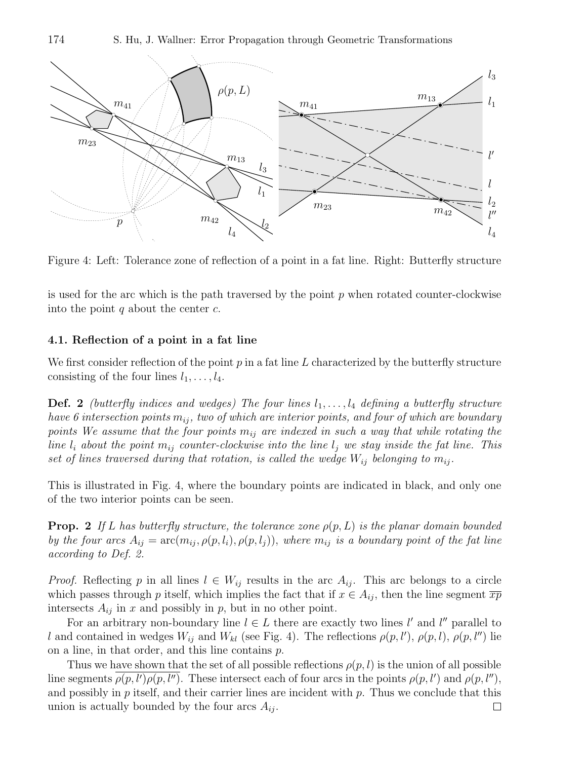Figure 4: Left: Tolerance zone of reflection of a point in a fat line. Right: Butterfly structure

is used for the arc which is the path traversed by the point $p$ when rotated counter-clockwise into the point $q$ about the center $c$.

### 4.1. Reflection of a point in a fat line

We first consider reflection of the point $p$ in a fat line $L$ characterized by the butterfly structure consisting of the four lines $l_1, \dots, l_4$.

**Def. 2** *(butterfly indices and wedges) The four lines $l_1, \dots, l_4$ defining a butterfly structure have 6 intersection points $m_{ij}$, two of which are interior points, and four of which are boundary points We assume that the four points $m_{ij}$ are indexed in such a way that while rotating the line $l_i$ about the point $m_{ij}$ counter-clockwise into the line $l_j$ we stay inside the fat line. This set of lines traversed during that rotation, is called the wedge $W_{ij}$ belonging to $m_{ij}$.*

This is illustrated in Fig. 4, where the boundary points are indicated in black, and only one of the two interior points can be seen.

**Prop. 2** *If $L$ has butterfly structure, the tolerance zone $\rho(p, L)$ is the planar domain bounded by the four arcs $A_{ij} = \operatorname{arc}(m_{ij}, \rho(p, l_i), \rho(p, l_j))$, where $m_{ij}$ is a boundary point of the fat line according to Def. 2.*

*Proof.* Reflecting $p$ in all lines $l \in W_{ij}$ results in the arc $A_{ij}$. This arc belongs to a circle which passes through $p$ itself, which implies the fact that if $x \in A_{ij}$, then the line segment $\overline{xp}$ intersects $A_{ij}$ in $x$ and possibly in $p$, but in no other point.

For an arbitrary non-boundary line $l \in L$ there are exactly two lines $l'$ and $l''$ parallel to $l$ and contained in wedges $W_{ij}$ and $W_{kl}$ (see Fig. 4). The reflections $\rho(p, l')$, $\rho(p, l)$, $\rho(p, l'')$ lie on a line, in that order, and this line contains $p$.

Thus we have shown that the set of all possible reflections $\rho(p, l)$ is the union of all possible line segments $\overline{\rho(p, l')\rho(p, l'')}$. These intersect each of four arcs in the points $\rho(p, l')$ and $\rho(p, l'')$, and possibly in $p$ itself, and their carrier lines are incident with $p$. Thus we conclude that this union is actually bounded by the four arcs $A_{ij}$. □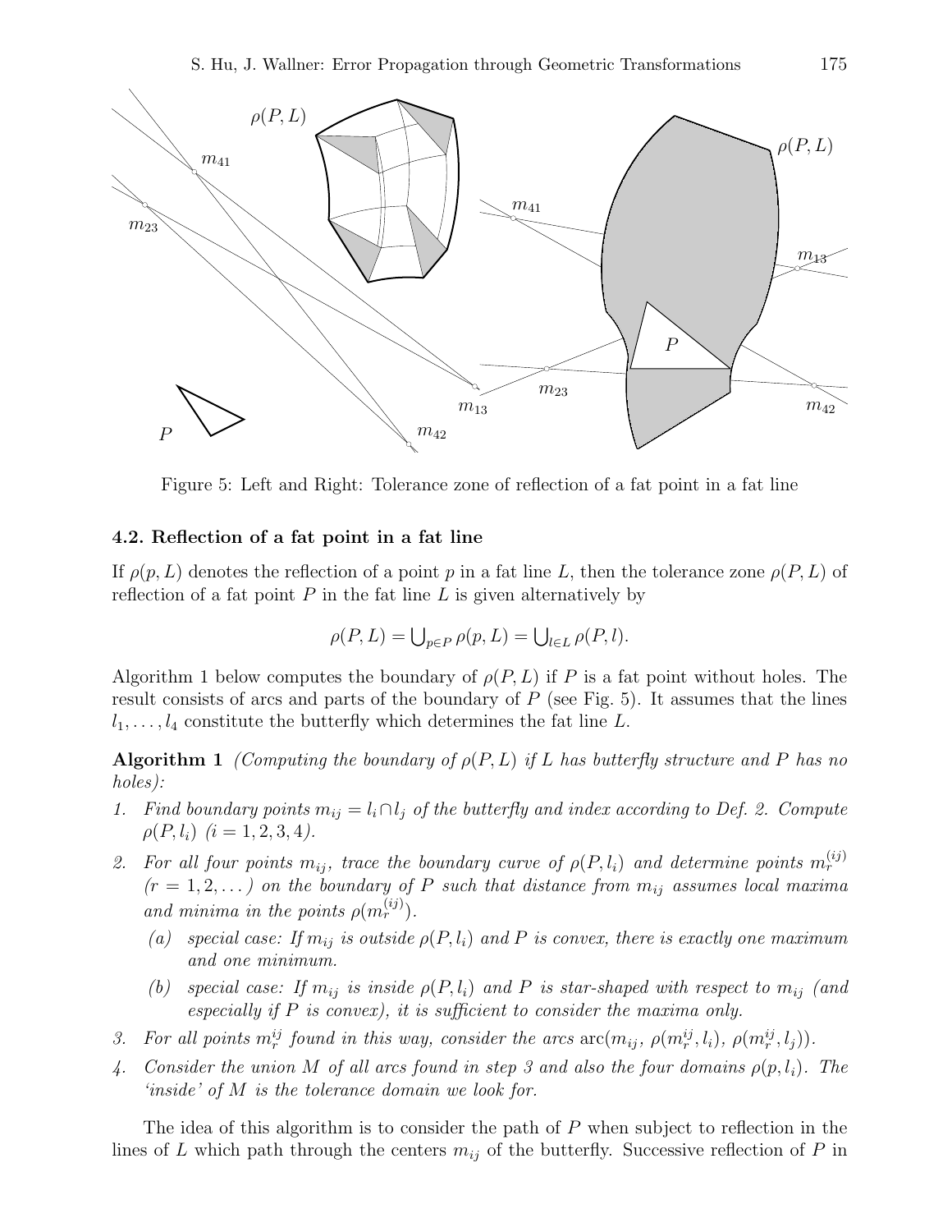Figure 5: Left and Right: Tolerance zone of reflection of a fat point in a fat line

### 4.2. Reflection of a fat point in a fat line

If $\rho(p, L)$ denotes the reflection of a point $p$ in a fat line $L$, then the tolerance zone $\rho(P, L)$ of reflection of a fat point $P$ in the fat line $L$ is given alternatively by

$$\rho(P, L) = \bigcup_{p \in P} \rho(p, L) = \bigcup_{l \in L} \rho(P, l).$$

Algorithm 1 below computes the boundary of $\rho(P, L)$ if $P$ is a fat point without holes. The result consists of arcs and parts of the boundary of $P$ (see Fig. 5). It assumes that the lines $l_1, \dots, l_4$ constitute the butterfly which determines the fat line $L$.

**Algorithm 1** *(Computing the boundary of $\rho(P, L)$ if $L$ has butterfly structure and $P$ has no holes):*

1. *Find boundary points $m_{ij} = l_i \cap l_j$ of the butterfly and index according to Def. 2. Compute $\rho(P, l_i)$ $(i = 1, 2, 3, 4)$.*
2. *For all four points $m_{ij}$, trace the boundary curve of $\rho(P, l_i)$ and determine points $m_r^{(ij)}$ $(r = 1, 2, \dots)$ on the boundary of $P$ such that distance from $m_{ij}$ assumes local maxima and minima in the points $\rho(m_r^{(ij)})$.*
   - (a) *special case: If $m_{ij}$ is outside $\rho(P, l_i)$ and $P$ is convex, there is exactly one maximum and one minimum.*
   - (b) *special case: If $m_{ij}$ is inside $\rho(P, l_i)$ and $P$ is star-shaped with respect to $m_{ij}$ (and especially if $P$ is convex), it is sufficient to consider the maxima only.*
3. *For all points $m_r^{ij}$ found in this way, consider the arcs $\operatorname{arc}(m_{ij},\ \rho(m_r^{ij}, l_i),\ \rho(m_r^{ij}, l_j))$.*
4. *Consider the union $M$ of all arcs found in step 3 and also the four domains $\rho(p, l_i)$. The 'inside' of $M$ is the tolerance domain we look for.*

The idea of this algorithm is to consider the path of $P$ when subject to reflection in the lines of $L$ which path through the centers $m_{ij}$ of the butterfly. Successive reflection of $P$ in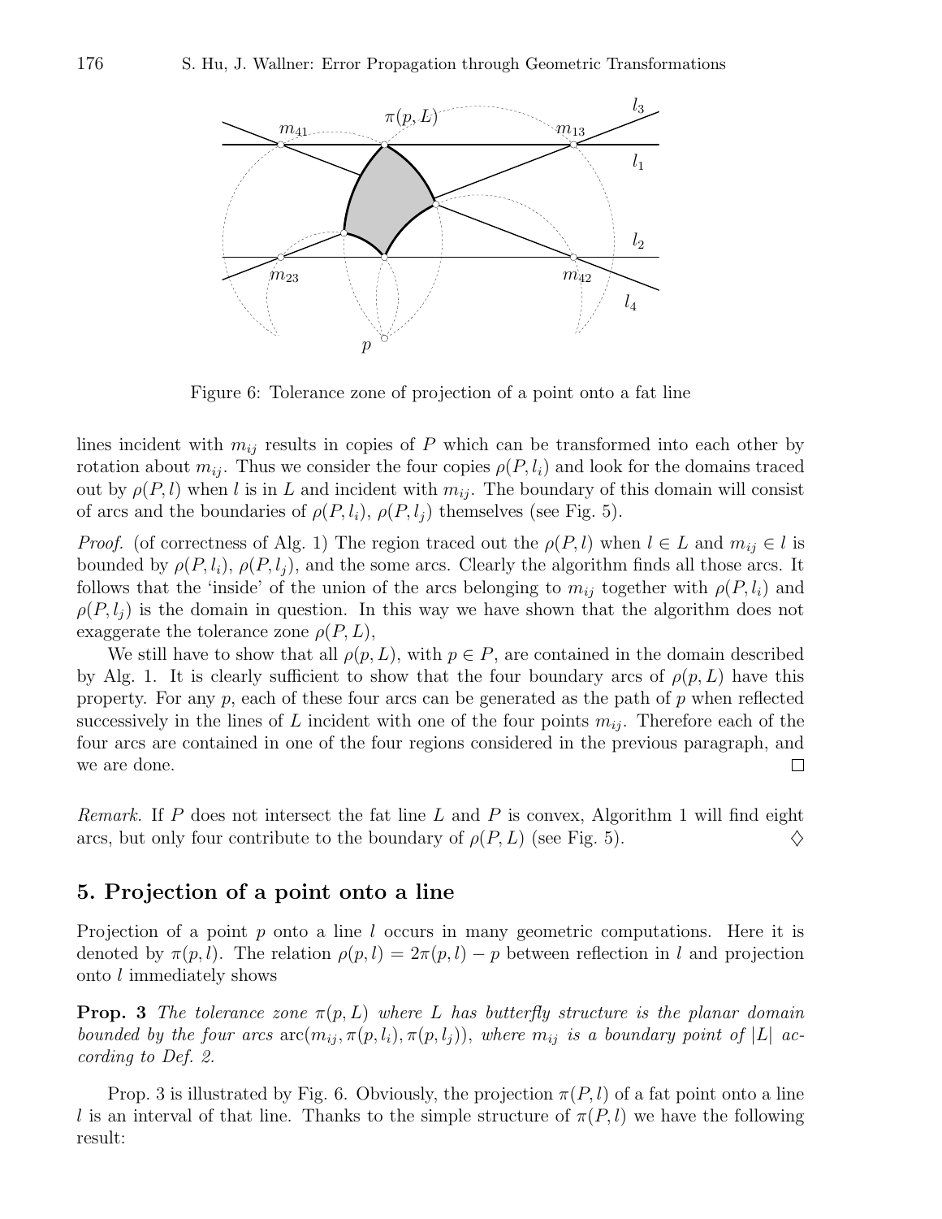Figure 6: Tolerance zone of projection of a point onto a fat line

lines incident with $m_{ij}$ results in copies of $P$ which can be transformed into each other by rotation about $m_{ij}$. Thus we consider the four copies $\rho(P, l_i)$ and look for the domains traced out by $\rho(P, l)$ when $l$ is in $L$ and incident with $m_{ij}$. The boundary of this domain will consist of arcs and the boundaries of $\rho(P, l_i)$, $\rho(P, l_j)$ themselves (see Fig. 5).

*Proof.* (of correctness of Alg. 1) The region traced out the $\rho(P, l)$ when $l \in L$ and $m_{ij} \in l$ is bounded by $\rho(P, l_i)$, $\rho(P, l_j)$, and the some arcs. Clearly the algorithm finds all those arcs. It follows that the 'inside' of the union of the arcs belonging to $m_{ij}$ together with $\rho(P, l_i)$ and $\rho(P, l_j)$ is the domain in question. In this way we have shown that the algorithm does not exaggerate the tolerance zone $\rho(P, L)$,

We still have to show that all $\rho(p, L)$, with $p \in P$, are contained in the domain described by Alg. 1. It is clearly sufficient to show that the four boundary arcs of $\rho(p, L)$ have this property. For any $p$, each of these four arcs can be generated as the path of $p$ when reflected successively in the lines of $L$ incident with one of the four points $m_{ij}$. Therefore each of the four arcs are contained in one of the four regions considered in the previous paragraph, and we are done. □

*Remark.* If $P$ does not intersect the fat line $L$ and $P$ is convex, Algorithm 1 will find eight arcs, but only four contribute to the boundary of $\rho(P, L)$ (see Fig. 5). ♢

## 5. Projection of a point onto a line

Projection of a point $p$ onto a line $l$ occurs in many geometric computations. Here it is denoted by $\pi(p, l)$. The relation $\rho(p, l) = 2\pi(p, l) - p$ between reflection in $l$ and projection onto $l$ immediately shows

**Prop. 3** *The tolerance zone $\pi(p, L)$ where $L$ has butterfly structure is the planar domain bounded by the four arcs $\operatorname{arc}(m_{ij}, \pi(p, l_i), \pi(p, l_j))$, where $m_{ij}$ is a boundary point of $|L|$ according to Def. 2.*

Prop. 3 is illustrated by Fig. 6. Obviously, the projection $\pi(P, l)$ of a fat point onto a line $l$ is an interval of that line. Thanks to the simple structure of $\pi(P, l)$ we have the following result: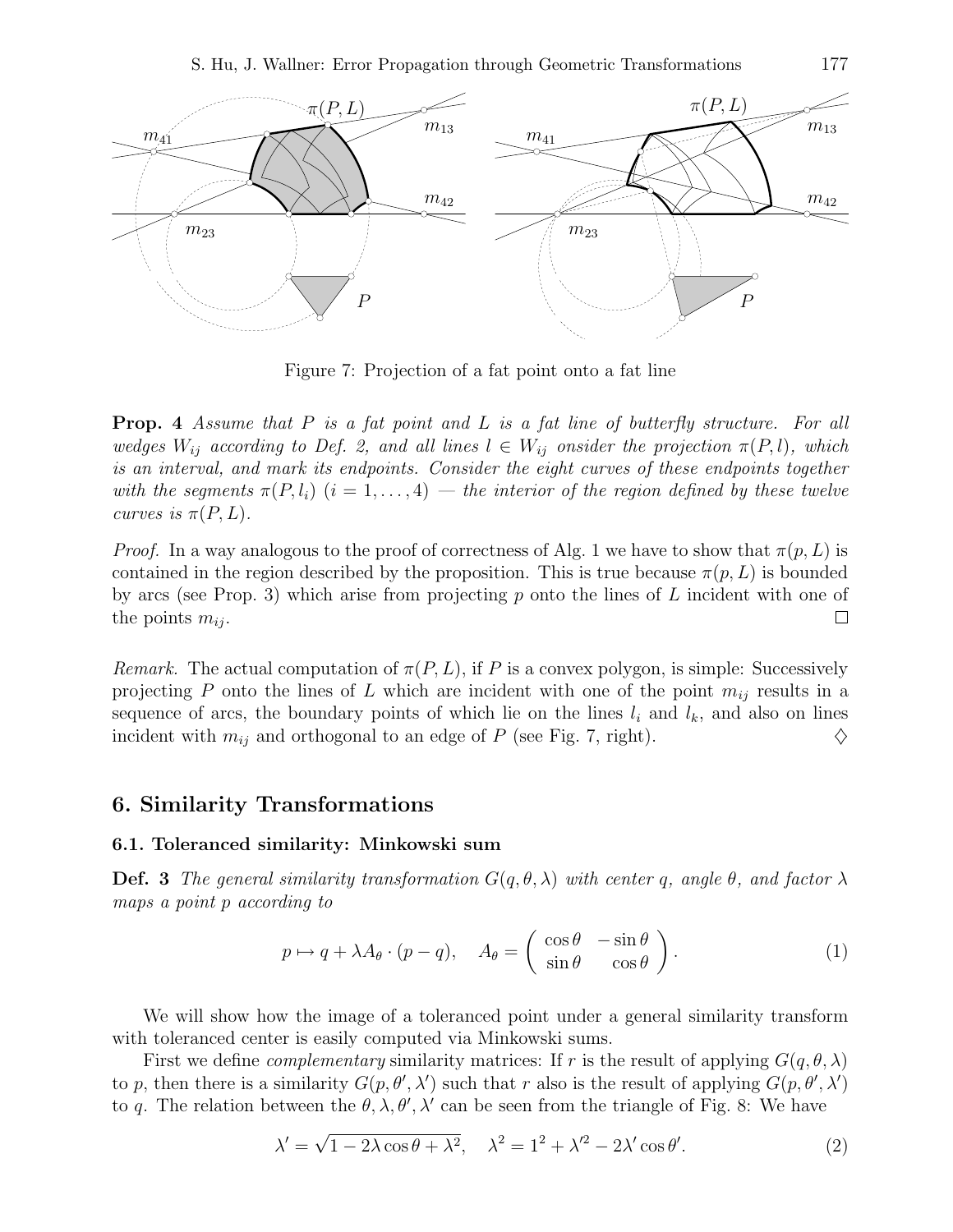Figure 7: Projection of a fat point onto a fat line

**Prop. 4** *Assume that $P$ is a fat point and $L$ is a fat line of butterfly structure. For all wedges $W_{ij}$ according to Def. 2, and all lines $l \in W_{ij}$ onsider the projection $\pi(P, l)$, which is an interval, and mark its endpoints. Consider the eight curves of these endpoints together with the segments $\pi(P, l_i)$ $(i = 1, \ldots, 4)$ — the interior of the region defined by these twelve curves is $\pi(P, L)$.*

*Proof.* In a way analogous to the proof of correctness of Alg. 1 we have to show that $\pi(p, L)$ is contained in the region described by the proposition. This is true because $\pi(p, L)$ is bounded by arcs (see Prop. 3) which arise from projecting $p$ onto the lines of $L$ incident with one of the points $m_{ij}$. □

*Remark.* The actual computation of $\pi(P, L)$, if $P$ is a convex polygon, is simple: Successively projecting $P$ onto the lines of $L$ which are incident with one of the point $m_{ij}$ results in a sequence of arcs, the boundary points of which lie on the lines $l_i$ and $l_k$, and also on lines incident with $m_{ij}$ and orthogonal to an edge of $P$ (see Fig. 7, right). ♢

## 6. Similarity Transformations

### 6.1. Toleranced similarity: Minkowski sum

**Def. 3** *The general similarity transformation $G(q, \theta, \lambda)$ with center $q$, angle $\theta$, and factor $\lambda$ maps a point $p$ according to*

$$p \mapsto q + \lambda A_\theta \cdot (p - q), \quad A_\theta = \begin{pmatrix} \cos\theta & -\sin\theta \\ \sin\theta & \cos\theta \end{pmatrix}. \tag{1}$$

We will show how the image of a toleranced point under a general similarity transform with toleranced center is easily computed via Minkowski sums.

First we define *complementary* similarity matrices: If $r$ is the result of applying $G(q, \theta, \lambda)$ to $p$, then there is a similarity $G(p, \theta', \lambda')$ such that $r$ also is the result of applying $G(p, \theta', \lambda')$ to $q$. The relation between the $\theta, \lambda, \theta', \lambda'$ can be seen from the triangle of Fig. 8: We have

$$\lambda' = \sqrt{1 - 2\lambda\cos\theta + \lambda^2}, \quad \lambda^2 = 1^2 + \lambda'^2 - 2\lambda'\cos\theta'. \tag{2}$$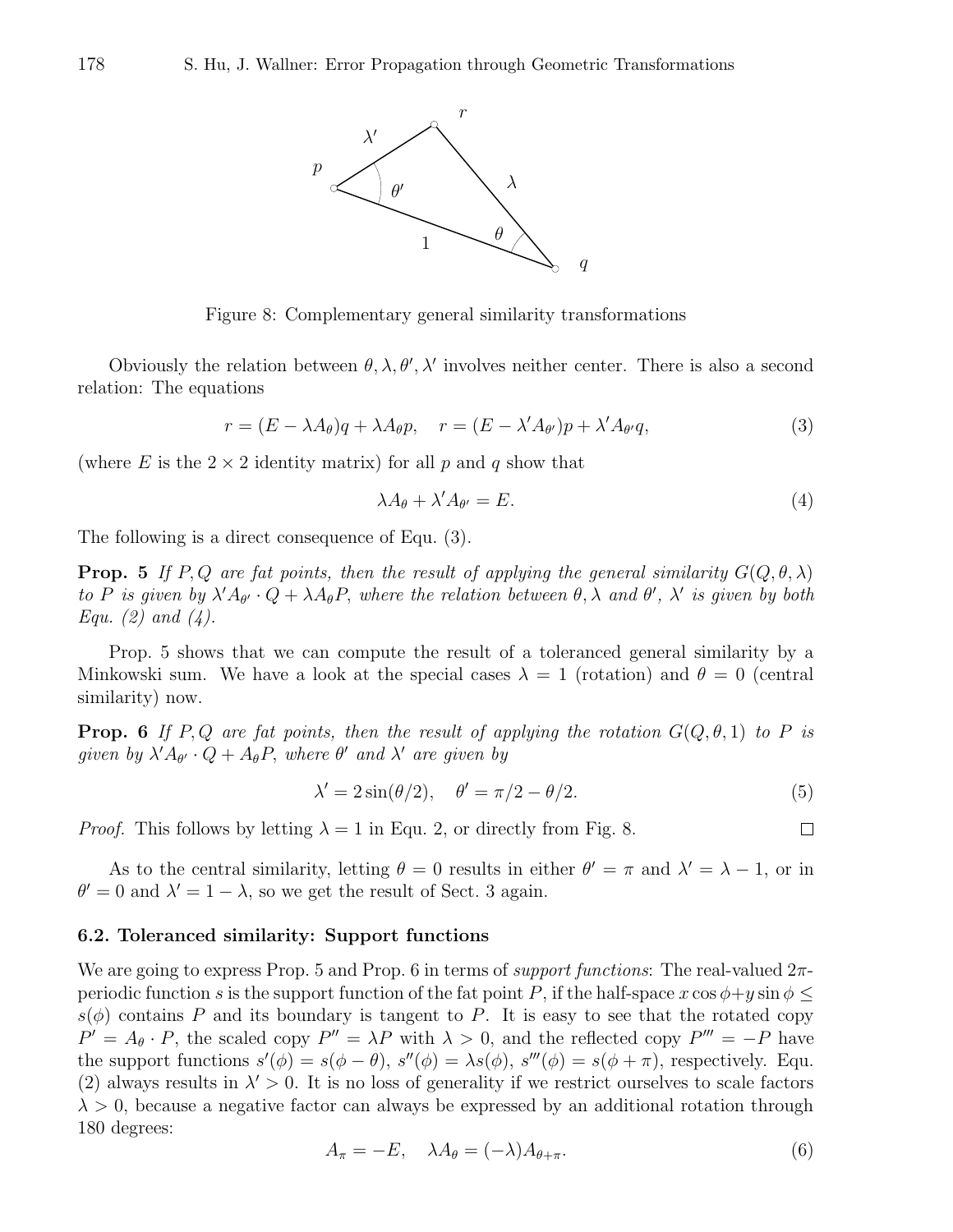Figure 8: Complementary general similarity transformations

Obviously the relation between $\theta, \lambda, \theta', \lambda'$ involves neither center. There is also a second relation: The equations

$$r = (E - \lambda A_\theta)q + \lambda A_\theta p, \quad r = (E - \lambda' A_{\theta'})p + \lambda' A_{\theta'} q, \tag{3}$$

(where $E$ is the $2 \times 2$ identity matrix) for all $p$ and $q$ show that

$$\lambda A_\theta + \lambda' A_{\theta'} = E. \tag{4}$$

The following is a direct consequence of Equ. (3).

**Prop. 5** *If $P, Q$ are fat points, then the result of applying the general similarity $G(Q, \theta, \lambda)$ to $P$ is given by $\lambda' A_{\theta'} \cdot Q + \lambda A_\theta P$, where the relation between $\theta, \lambda$ and $\theta'$, $\lambda'$ is given by both Equ. (2) and (4).*

Prop. 5 shows that we can compute the result of a toleranced general similarity by a Minkowski sum. We have a look at the special cases $\lambda = 1$ (rotation) and $\theta = 0$ (central similarity) now.

**Prop. 6** *If $P, Q$ are fat points, then the result of applying the rotation $G(Q, \theta, 1)$ to $P$ is given by $\lambda' A_{\theta'} \cdot Q + A_\theta P$, where $\theta'$ and $\lambda'$ are given by*

$$\lambda' = 2\sin(\theta/2), \quad \theta' = \pi/2 - \theta/2. \tag{5}$$

*Proof.* This follows by letting $\lambda = 1$ in Equ. 2, or directly from Fig. 8. □

As to the central similarity, letting $\theta = 0$ results in either $\theta' = \pi$ and $\lambda' = \lambda - 1$, or in $\theta' = 0$ and $\lambda' = 1 - \lambda$, so we get the result of Sect. 3 again.

### 6.2. Toleranced similarity: Support functions

We are going to express Prop. 5 and Prop. 6 in terms of *support functions*: The real-valued $2\pi$-periodic function $s$ is the support function of the fat point $P$, if the half-space $x \cos\phi + y \sin\phi \le s(\phi)$ contains $P$ and its boundary is tangent to $P$. It is easy to see that the rotated copy $P' = A_\theta \cdot P$, the scaled copy $P'' = \lambda P$ with $\lambda > 0$, and the reflected copy $P''' = -P$ have the support functions $s'(\phi) = s(\phi - \theta)$, $s''(\phi) = \lambda s(\phi)$, $s'''(\phi) = s(\phi + \pi)$, respectively. Equ. (2) always results in $\lambda' > 0$. It is no loss of generality if we restrict ourselves to scale factors $\lambda > 0$, because a negative factor can always be expressed by an additional rotation through 180 degrees:

$$A_\pi = -E, \quad \lambda A_\theta = (-\lambda) A_{\theta+\pi}. \tag{6}$$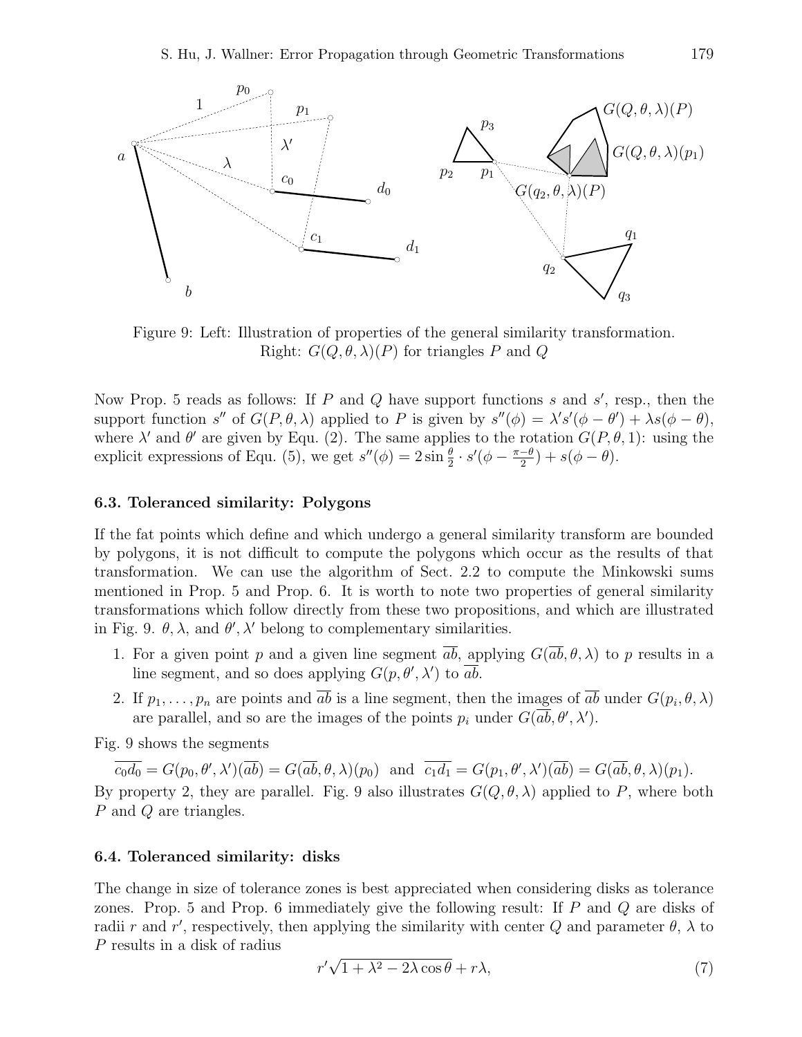Figure 9: Left: Illustration of properties of the general similarity transformation. Right: $G(Q, \theta, \lambda)(P)$ for triangles $P$ and $Q$

Now Prop. 5 reads as follows: If $P$ and $Q$ have support functions $s$ and $s'$, resp., then the support function $s''$ of $G(P, \theta, \lambda)$ applied to $P$ is given by $s''(\phi) = \lambda' s'(\phi - \theta') + \lambda s(\phi - \theta)$, where $\lambda'$ and $\theta'$ are given by Equ. (2). The same applies to the rotation $G(P, \theta, 1)$: using the explicit expressions of Equ. (5), we get $s''(\phi) = 2 \sin \frac{\theta}{2} \cdot s'(\phi - \frac{\pi - \theta}{2}) + s(\phi - \theta)$.

### 6.3. Toleranced similarity: Polygons

If the fat points which define and which undergo a general similarity transform are bounded by polygons, it is not difficult to compute the polygons which occur as the results of that transformation. We can use the algorithm of Sect. 2.2 to compute the Minkowski sums mentioned in Prop. 5 and Prop. 6. It is worth to note two properties of general similarity transformations which follow directly from these two propositions, and which are illustrated in Fig. 9. $\theta, \lambda$, and $\theta', \lambda'$ belong to complementary similarities.

1. For a given point $p$ and a given line segment $\overline{ab}$, applying $G(\overline{ab}, \theta, \lambda)$ to $p$ results in a line segment, and so does applying $G(p, \theta', \lambda')$ to $\overline{ab}$.
2. If $p_1, \dots, p_n$ are points and $\overline{ab}$ is a line segment, then the images of $\overline{ab}$ under $G(p_i, \theta, \lambda)$ are parallel, and so are the images of the points $p_i$ under $G(\overline{ab}, \theta', \lambda')$.

Fig. 9 shows the segments

$$\overline{c_0 d_0} = G(p_0, \theta', \lambda')(\overline{ab}) = G(\overline{ab}, \theta, \lambda)(p_0) \quad \text{and} \quad \overline{c_1 d_1} = G(p_1, \theta', \lambda')(\overline{ab}) = G(\overline{ab}, \theta, \lambda)(p_1).$$

By property 2, they are parallel. Fig. 9 also illustrates $G(Q, \theta, \lambda)$ applied to $P$, where both $P$ and $Q$ are triangles.

### 6.4. Toleranced similarity: disks

The change in size of tolerance zones is best appreciated when considering disks as tolerance zones. Prop. 5 and Prop. 6 immediately give the following result: If $P$ and $Q$ are disks of radii $r$ and $r'$, respectively, then applying the similarity with center $Q$ and parameter $\theta$, $\lambda$ to $P$ results in a disk of radius

$$r' \sqrt{1 + \lambda^2 - 2\lambda \cos \theta} + r\lambda, \tag{7}$$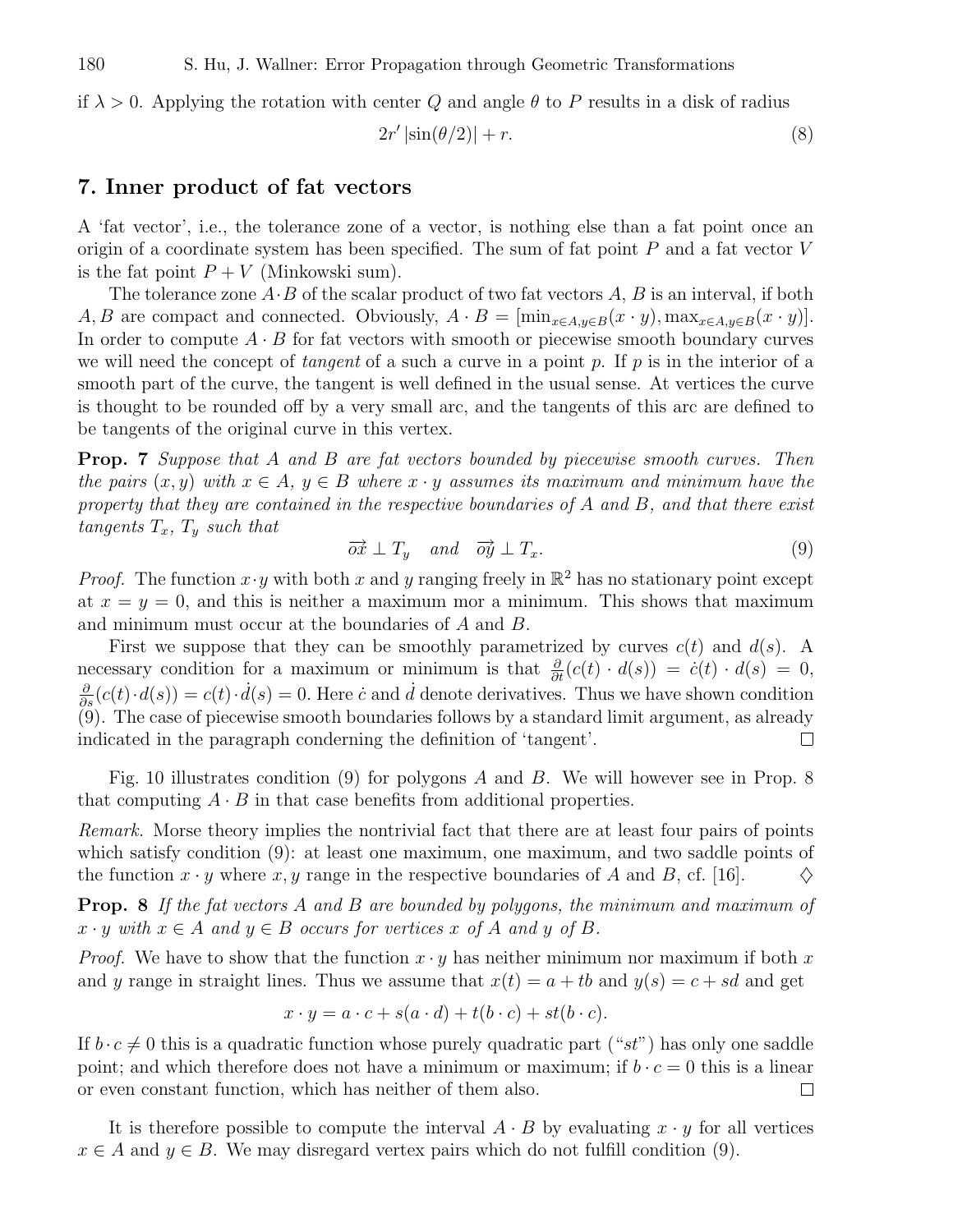if $\lambda > 0$. Applying the rotation with center $Q$ and angle $\theta$ to $P$ results in a disk of radius

$$2r' |\sin(\theta/2)| + r. \tag{8}$$

## 7. Inner product of fat vectors

A 'fat vector', i.e., the tolerance zone of a vector, is nothing else than a fat point once an origin of a coordinate system has been specified. The sum of fat point $P$ and a fat vector $V$ is the fat point $P + V$ (Minkowski sum).

The tolerance zone $A \cdot B$ of the scalar product of two fat vectors $A$, $B$ is an interval, if both $A, B$ are compact and connected. Obviously, $A \cdot B = [\min_{x \in A, y \in B}(x \cdot y), \max_{x \in A, y \in B}(x \cdot y)]$. In order to compute $A \cdot B$ for fat vectors with smooth or piecewise smooth boundary curves we will need the concept of *tangent* of a such a curve in a point $p$. If $p$ is in the interior of a smooth part of the curve, the tangent is well defined in the usual sense. At vertices the curve is thought to be rounded off by a very small arc, and the tangents of this arc are defined to be tangents of the original curve in this vertex.

**Prop. 7** *Suppose that $A$ and $B$ are fat vectors bounded by piecewise smooth curves. Then the pairs $(x, y)$ with $x \in A$, $y \in B$ where $x \cdot y$ assumes its maximum and minimum have the property that they are contained in the respective boundaries of $A$ and $B$, and that there exist tangents $T_x$, $T_y$ such that*

$$\overrightarrow{ox} \perp T_y \quad \text{and} \quad \overrightarrow{oy} \perp T_x. \tag{9}$$

*Proof.* The function $x \cdot y$ with both $x$ and $y$ ranging freely in $\mathbb{R}^2$ has no stationary point except at $x = y = 0$, and this is neither a maximum mor a minimum. This shows that maximum and minimum must occur at the boundaries of $A$ and $B$.

First we suppose that they can be smoothly parametrized by curves $c(t)$ and $d(s)$. A necessary condition for a maximum or minimum is that $\frac{\partial}{\partial t}(c(t) \cdot d(s)) = \dot{c}(t) \cdot d(s) = 0$, $\frac{\partial}{\partial s}(c(t) \cdot d(s)) = c(t) \cdot \dot{d}(s) = 0$. Here $\dot{c}$ and $\dot{d}$ denote derivatives. Thus we have shown condition (9). The case of piecewise smooth boundaries follows by a standard limit argument, as already indicated in the paragraph conderning the definition of 'tangent'. □

Fig. 10 illustrates condition (9) for polygons $A$ and $B$. We will however see in Prop. 8 that computing $A \cdot B$ in that case benefits from additional properties.

*Remark.* Morse theory implies the nontrivial fact that there are at least four pairs of points which satisfy condition (9): at least one maximum, one maximum, and two saddle points of the function $x \cdot y$ where $x, y$ range in the respective boundaries of $A$ and $B$, cf. [16]. ◇

**Prop. 8** *If the fat vectors $A$ and $B$ are bounded by polygons, the minimum and maximum of $x \cdot y$ with $x \in A$ and $y \in B$ occurs for vertices $x$ of $A$ and $y$ of $B$.*

*Proof.* We have to show that the function $x \cdot y$ has neither minimum nor maximum if both $x$ and $y$ range in straight lines. Thus we assume that $x(t) = a + tb$ and $y(s) = c + sd$ and get

$$x \cdot y = a \cdot c + s(a \cdot d) + t(b \cdot c) + st(b \cdot c).$$

If $b \cdot c \neq 0$ this is a quadratic function whose purely quadratic part ("$st$") has only one saddle point; and which therefore does not have a minimum or maximum; if $b \cdot c = 0$ this is a linear or even constant function, which has neither of them also. □

It is therefore possible to compute the interval $A \cdot B$ by evaluating $x \cdot y$ for all vertices $x \in A$ and $y \in B$. We may disregard vertex pairs which do not fulfill condition (9).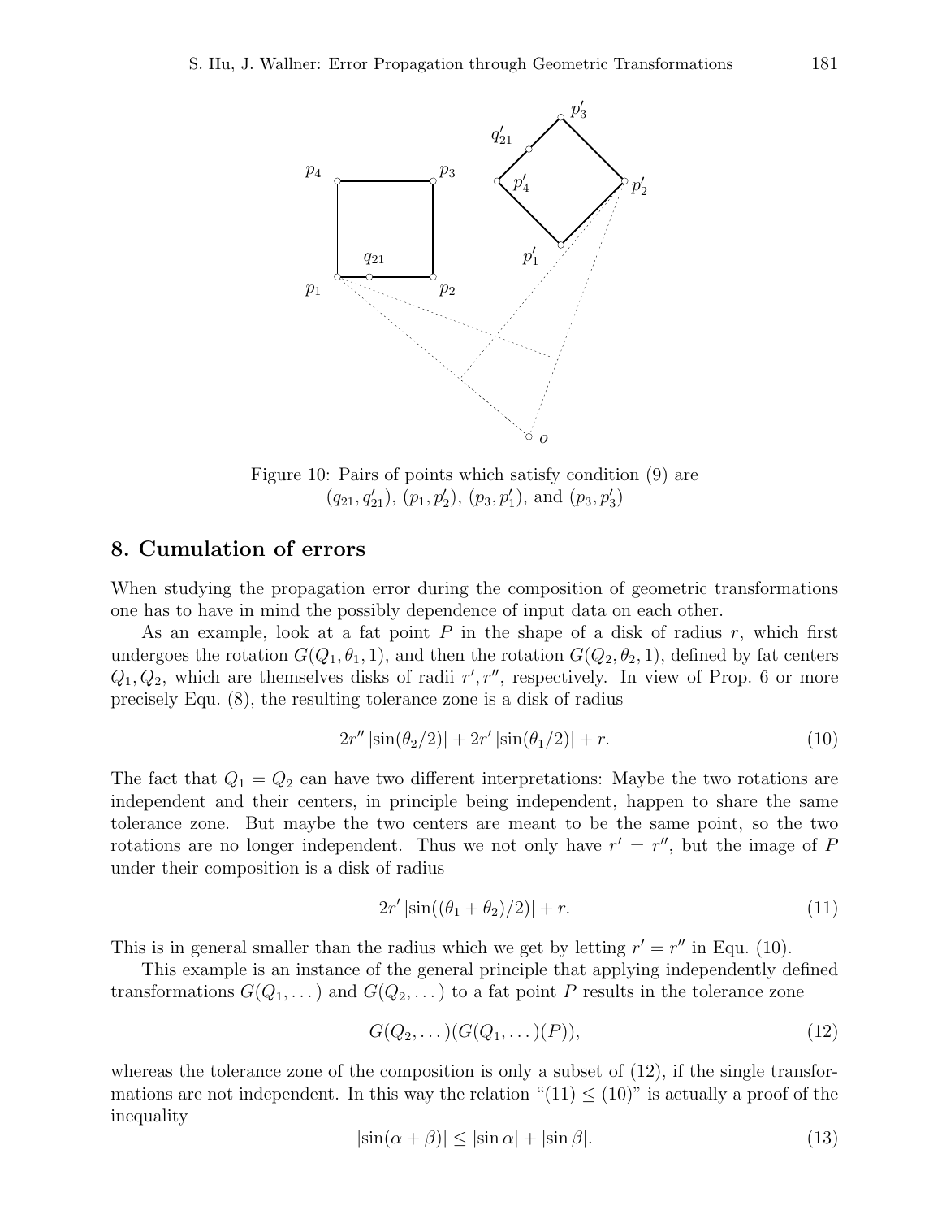Figure 10: Pairs of points which satisfy condition (9) are $(q_{21}, q'_{21})$, $(p_1, p'_2)$, $(p_3, p'_1)$, and $(p_3, p'_3)$

## 8. Cumulation of errors

When studying the propagation error during the composition of geometric transformations one has to have in mind the possibly dependence of input data on each other.

As an example, look at a fat point $P$ in the shape of a disk of radius $r$, which first undergoes the rotation $G(Q_1, \theta_1, 1)$, and then the rotation $G(Q_2, \theta_2, 1)$, defined by fat centers $Q_1, Q_2$, which are themselves disks of radii $r', r''$, respectively. In view of Prop. 6 or more precisely Equ. (8), the resulting tolerance zone is a disk of radius

$$2r'' |\sin(\theta_2/2)| + 2r' |\sin(\theta_1/2)| + r. \tag{10}$$

The fact that $Q_1 = Q_2$ can have two different interpretations: Maybe the two rotations are independent and their centers, in principle being independent, happen to share the same tolerance zone. But maybe the two centers are meant to be the same point, so the two rotations are no longer independent. Thus we not only have $r' = r''$, but the image of $P$ under their composition is a disk of radius

$$2r' |\sin((\theta_1 + \theta_2)/2)| + r. \tag{11}$$

This is in general smaller than the radius which we get by letting $r' = r''$ in Equ. (10).

This example is an instance of the general principle that applying independently defined transformations $G(Q_1, \dots)$ and $G(Q_2, \dots)$ to a fat point $P$ results in the tolerance zone

$$G(Q_2, \dots)(G(Q_1, \dots)(P)), \tag{12}$$

whereas the tolerance zone of the composition is only a subset of (12), if the single transformations are not independent. In this way the relation "(11) $\leq$ (10)" is actually a proof of the inequality

$$|\sin(\alpha + \beta)| \leq |\sin \alpha| + |\sin \beta|. \tag{13}$$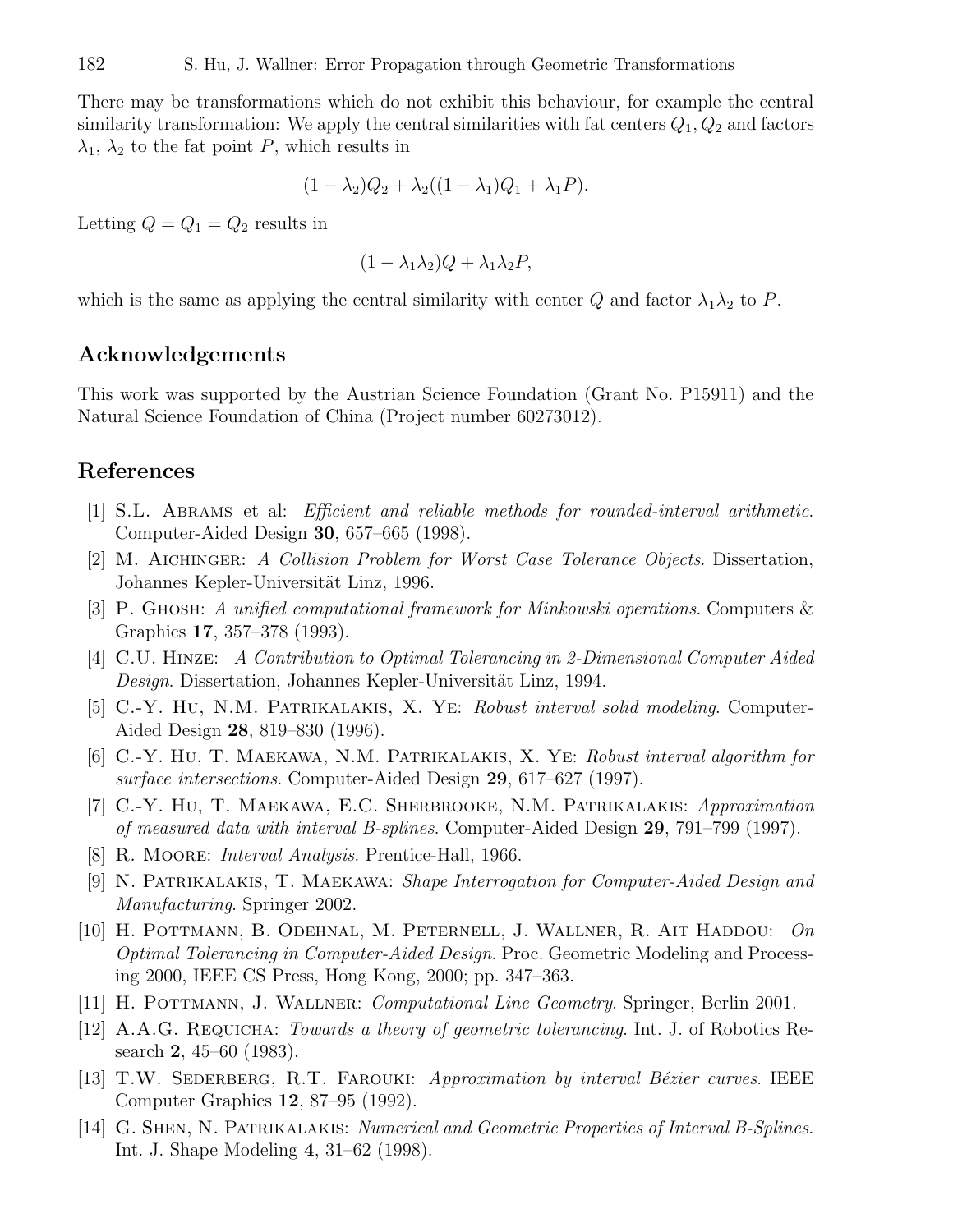There may be transformations which do not exhibit this behaviour, for example the central similarity transformation: We apply the central similarities with fat centers $Q_1, Q_2$ and factors $\lambda_1$, $\lambda_2$ to the fat point $P$, which results in

$$(1 - \lambda_2)Q_2 + \lambda_2((1 - \lambda_1)Q_1 + \lambda_1 P).$$

Letting $Q = Q_1 = Q_2$ results in

$$(1 - \lambda_1\lambda_2)Q + \lambda_1\lambda_2 P,$$

which is the same as applying the central similarity with center $Q$ and factor $\lambda_1\lambda_2$ to $P$.

## Acknowledgements

This work was supported by the Austrian Science Foundation (Grant No. P15911) and the Natural Science Foundation of China (Project number 60273012).

## References

[1] S.L. Abrams et al: *Efficient and reliable methods for rounded-interval arithmetic*. Computer-Aided Design **30**, 657–665 (1998).

[2] M. Aichinger: *A Collision Problem for Worst Case Tolerance Objects*. Dissertation, Johannes Kepler-Universität Linz, 1996.

[3] P. Ghosh: *A unified computational framework for Minkowski operations*. Computers & Graphics **17**, 357–378 (1993).

[4] C.U. Hinze: *A Contribution to Optimal Tolerancing in 2-Dimensional Computer Aided Design*. Dissertation, Johannes Kepler-Universität Linz, 1994.

[5] C.-Y. Hu, N.M. Patrikalakis, X. Ye: *Robust interval solid modeling*. Computer-Aided Design **28**, 819–830 (1996).

[6] C.-Y. Hu, T. Maekawa, N.M. Patrikalakis, X. Ye: *Robust interval algorithm for surface intersections*. Computer-Aided Design **29**, 617–627 (1997).

[7] C.-Y. Hu, T. Maekawa, E.C. Sherbrooke, N.M. Patrikalakis: *Approximation of measured data with interval B-splines*. Computer-Aided Design **29**, 791–799 (1997).

[8] R. Moore: *Interval Analysis*. Prentice-Hall, 1966.

[9] N. Patrikalakis, T. Maekawa: *Shape Interrogation for Computer-Aided Design and Manufacturing*. Springer 2002.

[10] H. Pottmann, B. Odehnal, M. Peternell, J. Wallner, R. Ait Haddou: *On Optimal Tolerancing in Computer-Aided Design*. Proc. Geometric Modeling and Processing 2000, IEEE CS Press, Hong Kong, 2000; pp. 347–363.

[11] H. Pottmann, J. Wallner: *Computational Line Geometry*. Springer, Berlin 2001.

[12] A.A.G. Requicha: *Towards a theory of geometric tolerancing*. Int. J. of Robotics Research **2**, 45–60 (1983).

[13] T.W. Sederberg, R.T. Farouki: *Approximation by interval Bézier curves*. IEEE Computer Graphics **12**, 87–95 (1992).

[14] G. Shen, N. Patrikalakis: *Numerical and Geometric Properties of Interval B-Splines*. Int. J. Shape Modeling **4**, 31–62 (1998).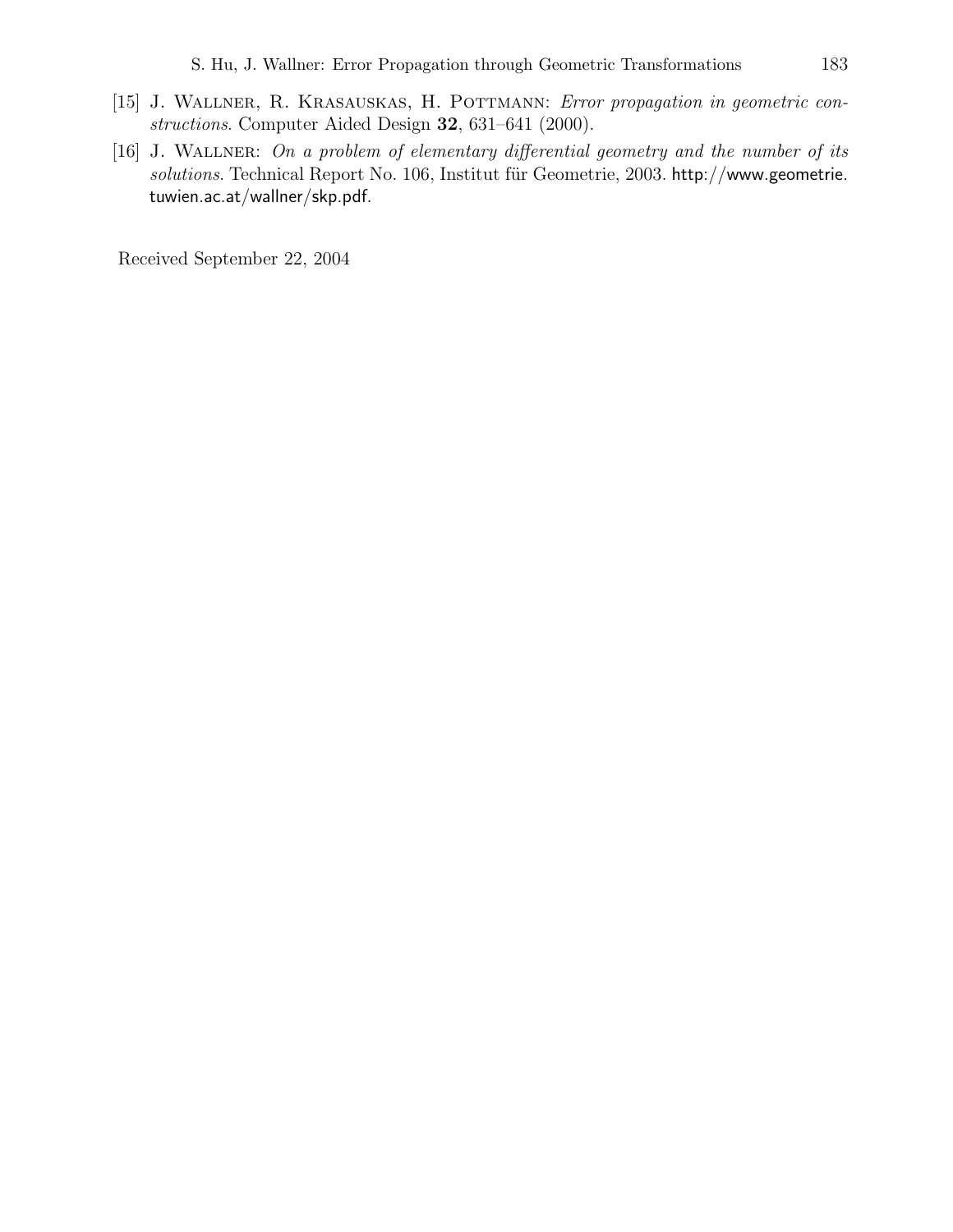[15] J. Wallner, R. Krasauskas, H. Pottmann: *Error propagation in geometric constructions*. Computer Aided Design **32**, 631–641 (2000).

[16] J. Wallner: *On a problem of elementary differential geometry and the number of its solutions*. Technical Report No. 106, Institut für Geometrie, 2003. http://www.geometrie.tuwien.ac.at/wallner/skp.pdf.

Received September 22, 2004